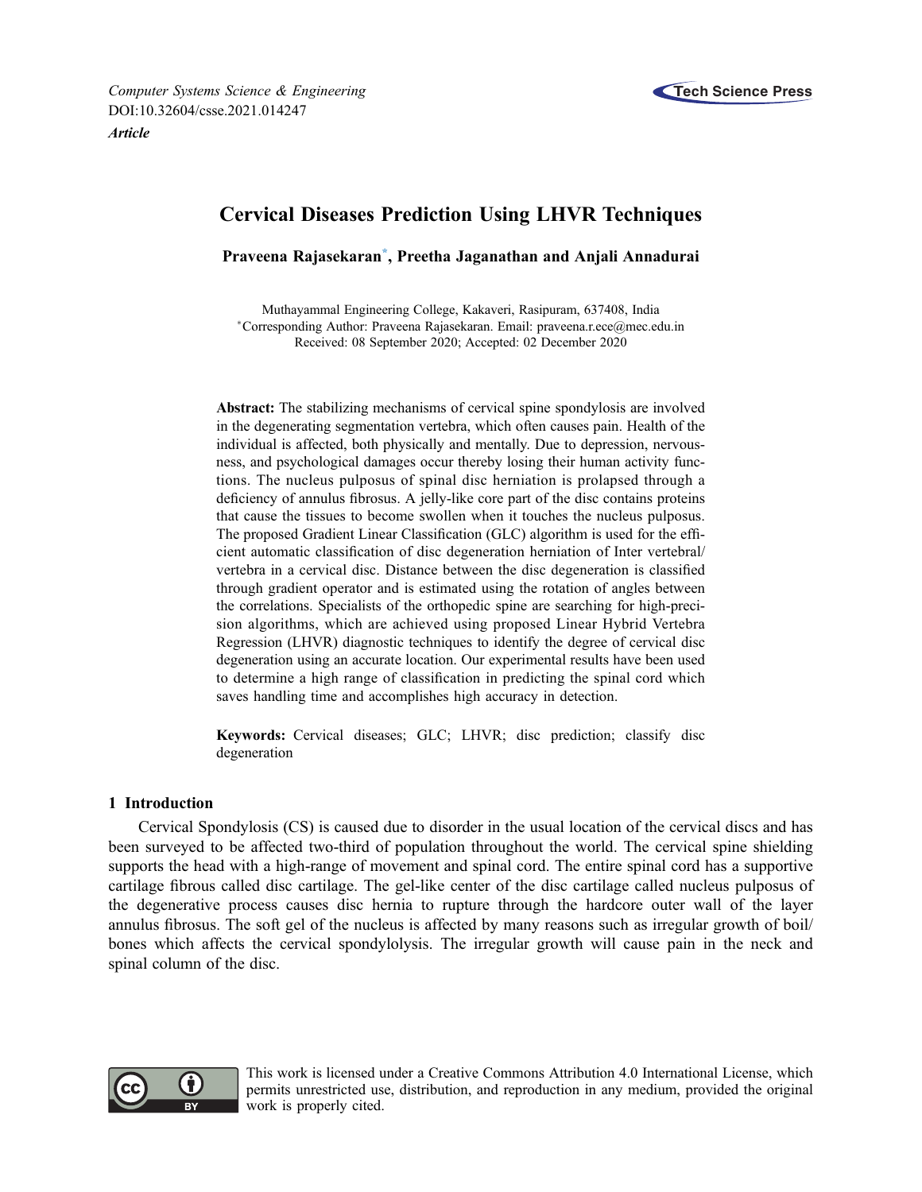*Computer Systems Science & Engineering*
DOI:10.32604/csse.2021.014247
***Article***

# Cervical Diseases Prediction Using LHVR Techniques

**Praveena Rajasekaran*, Preetha Jaganathan and Anjali Annadurai**

Muthayammal Engineering College, Kakaveri, Rasipuram, 637408, India
*Corresponding Author: Praveena Rajasekaran. Email: praveena.r.ece@mec.edu.in
Received: 08 September 2020; Accepted: 02 December 2020

**Abstract:** The stabilizing mechanisms of cervical spine spondylosis are involved in the degenerating segmentation vertebra, which often causes pain. Health of the individual is affected, both physically and mentally. Due to depression, nervousness, and psychological damages occur thereby losing their human activity functions. The nucleus pulposus of spinal disc herniation is prolapsed through a deficiency of annulus fibrosus. A jelly-like core part of the disc contains proteins that cause the tissues to become swollen when it touches the nucleus pulposus. The proposed Gradient Linear Classification (GLC) algorithm is used for the efficient automatic classification of disc degeneration herniation of Inter vertebral/vertebra in a cervical disc. Distance between the disc degeneration is classified through gradient operator and is estimated using the rotation of angles between the correlations. Specialists of the orthopedic spine are searching for high-precision algorithms, which are achieved using proposed Linear Hybrid Vertebra Regression (LHVR) diagnostic techniques to identify the degree of cervical disc degeneration using an accurate location. Our experimental results have been used to determine a high range of classification in predicting the spinal cord which saves handling time and accomplishes high accuracy in detection.

**Keywords:** Cervical diseases; GLC; LHVR; disc prediction; classify disc degeneration

## 1 Introduction

Cervical Spondylosis (CS) is caused due to disorder in the usual location of the cervical discs and has been surveyed to be affected two-third of population throughout the world. The cervical spine shielding supports the head with a high-range of movement and spinal cord. The entire spinal cord has a supportive cartilage fibrous called disc cartilage. The gel-like center of the disc cartilage called nucleus pulposus of the degenerative process causes disc hernia to rupture through the hardcore outer wall of the layer annulus fibrosus. The soft gel of the nucleus is affected by many reasons such as irregular growth of boil/bones which affects the cervical spondylolysis. The irregular growth will cause pain in the neck and spinal column of the disc.

This work is licensed under a Creative Commons Attribution 4.0 International License, which permits unrestricted use, distribution, and reproduction in any medium, provided the original work is properly cited.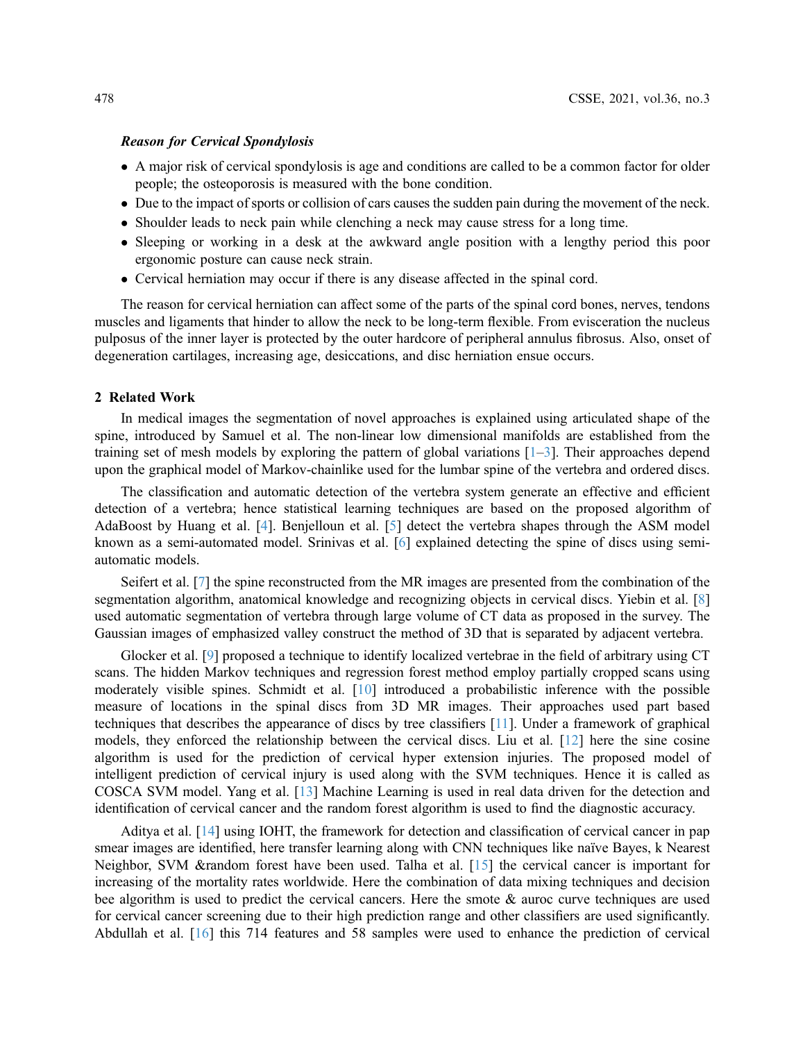***Reason for Cervical Spondylosis***

- A major risk of cervical spondylosis is age and conditions are called to be a common factor for older people; the osteoporosis is measured with the bone condition.
- Due to the impact of sports or collision of cars causes the sudden pain during the movement of the neck.
- Shoulder leads to neck pain while clenching a neck may cause stress for a long time.
- Sleeping or working in a desk at the awkward angle position with a lengthy period this poor ergonomic posture can cause neck strain.
- Cervical herniation may occur if there is any disease affected in the spinal cord.

The reason for cervical herniation can affect some of the parts of the spinal cord bones, nerves, tendons muscles and ligaments that hinder to allow the neck to be long-term flexible. From evisceration the nucleus pulposus of the inner layer is protected by the outer hardcore of peripheral annulus fibrosus. Also, onset of degeneration cartilages, increasing age, desiccations, and disc herniation ensue occurs.

## 2 Related Work

In medical images the segmentation of novel approaches is explained using articulated shape of the spine, introduced by Samuel et al. The non-linear low dimensional manifolds are established from the training set of mesh models by exploring the pattern of global variations [1–3]. Their approaches depend upon the graphical model of Markov-chainlike used for the lumbar spine of the vertebra and ordered discs.

The classification and automatic detection of the vertebra system generate an effective and efficient detection of a vertebra; hence statistical learning techniques are based on the proposed algorithm of AdaBoost by Huang et al. [4]. Benjelloun et al. [5] detect the vertebra shapes through the ASM model known as a semi-automated model. Srinivas et al. [6] explained detecting the spine of discs using semi-automatic models.

Seifert et al. [7] the spine reconstructed from the MR images are presented from the combination of the segmentation algorithm, anatomical knowledge and recognizing objects in cervical discs. Yiebin et al. [8] used automatic segmentation of vertebra through large volume of CT data as proposed in the survey. The Gaussian images of emphasized valley construct the method of 3D that is separated by adjacent vertebra.

Glocker et al. [9] proposed a technique to identify localized vertebrae in the field of arbitrary using CT scans. The hidden Markov techniques and regression forest method employ partially cropped scans using moderately visible spines. Schmidt et al. [10] introduced a probabilistic inference with the possible measure of locations in the spinal discs from 3D MR images. Their approaches used part based techniques that describes the appearance of discs by tree classifiers [11]. Under a framework of graphical models, they enforced the relationship between the cervical discs. Liu et al. [12] here the sine cosine algorithm is used for the prediction of cervical hyper extension injuries. The proposed model of intelligent prediction of cervical injury is used along with the SVM techniques. Hence it is called as COSCA SVM model. Yang et al. [13] Machine Learning is used in real data driven for the detection and identification of cervical cancer and the random forest algorithm is used to find the diagnostic accuracy.

Aditya et al. [14] using IOHT, the framework for detection and classification of cervical cancer in pap smear images are identified, here transfer learning along with CNN techniques like naïve Bayes, k Nearest Neighbor, SVM &random forest have been used. Talha et al. [15] the cervical cancer is important for increasing of the mortality rates worldwide. Here the combination of data mixing techniques and decision bee algorithm is used to predict the cervical cancers. Here the smote & auroc curve techniques are used for cervical cancer screening due to their high prediction range and other classifiers are used significantly. Abdullah et al. [16] this 714 features and 58 samples were used to enhance the prediction of cervical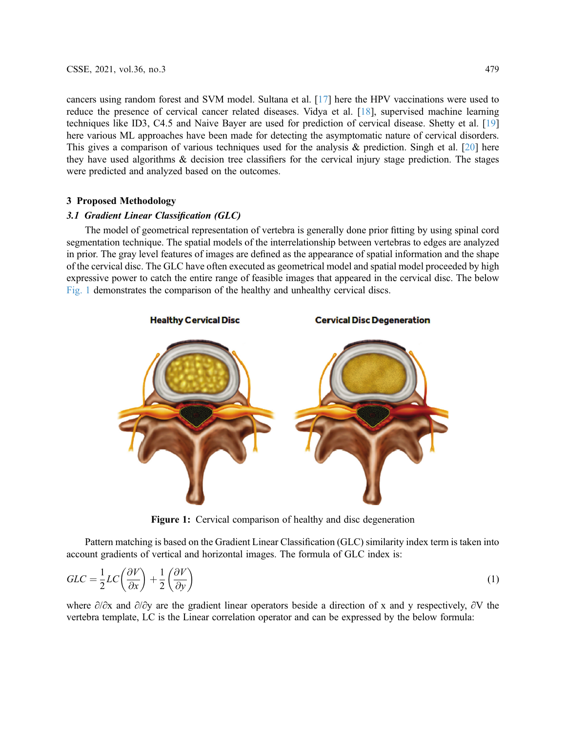cancers using random forest and SVM model. Sultana et al. [17] here the HPV vaccinations were used to reduce the presence of cervical cancer related diseases. Vidya et al. [18], supervised machine learning techniques like ID3, C4.5 and Naive Bayer are used for prediction of cervical disease. Shetty et al. [19] here various ML approaches have been made for detecting the asymptomatic nature of cervical disorders. This gives a comparison of various techniques used for the analysis & prediction. Singh et al. [20] here they have used algorithms & decision tree classifiers for the cervical injury stage prediction. The stages were predicted and analyzed based on the outcomes.

## 3 Proposed Methodology

### *3.1 Gradient Linear Classification (GLC)*

The model of geometrical representation of vertebra is generally done prior fitting by using spinal cord segmentation technique. The spatial models of the interrelationship between vertebras to edges are analyzed in prior. The gray level features of images are defined as the appearance of spatial information and the shape of the cervical disc. The GLC have often executed as geometrical model and spatial model proceeded by high expressive power to catch the entire range of feasible images that appeared in the cervical disc. The below Fig. 1 demonstrates the comparison of the healthy and unhealthy cervical discs.

**Figure 1:** Cervical comparison of healthy and disc degeneration

Pattern matching is based on the Gradient Linear Classification (GLC) similarity index term is taken into account gradients of vertical and horizontal images. The formula of GLC index is:

$$GLC = \frac{1}{2}LC\left(\frac{\partial V}{\partial x}\right) + \frac{1}{2}\left(\frac{\partial V}{\partial y}\right) \tag{1}$$

where $\partial/\partial x$ and $\partial/\partial y$ are the gradient linear operators beside a direction of x and y respectively, $\partial V$ the vertebra template, LC is the Linear correlation operator and can be expressed by the below formula: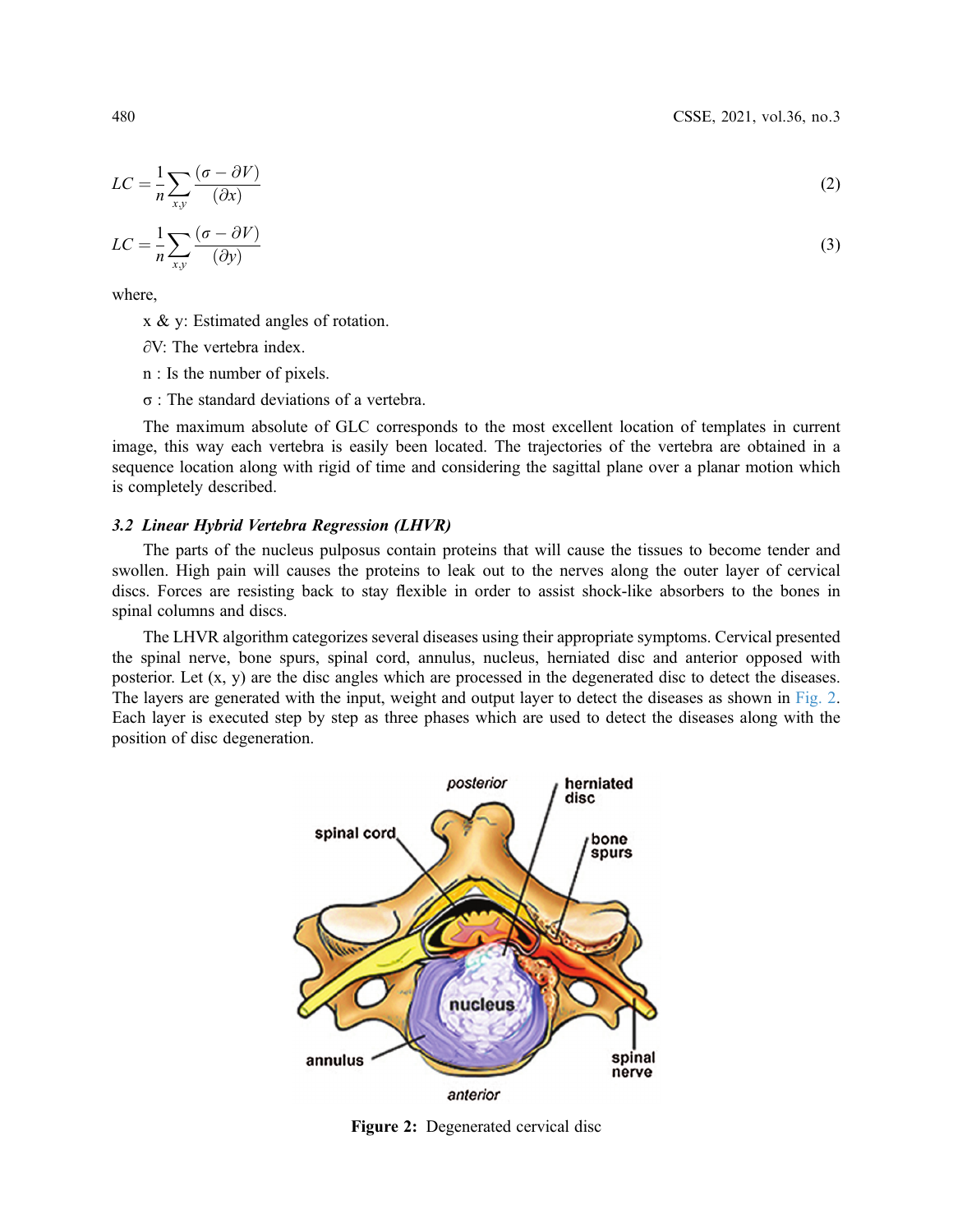$$LC = \frac{1}{n}\sum_{x,y}\frac{(\sigma - \partial V)}{(\partial x)} \tag{2}$$

$$LC = \frac{1}{n}\sum_{x,y}\frac{(\sigma - \partial V)}{(\partial y)} \tag{3}$$

where,

x & y: Estimated angles of rotation.

$\partial$V: The vertebra index.

n : Is the number of pixels.

σ : The standard deviations of a vertebra.

The maximum absolute of GLC corresponds to the most excellent location of templates in current image, this way each vertebra is easily been located. The trajectories of the vertebra are obtained in a sequence location along with rigid of time and considering the sagittal plane over a planar motion which is completely described.

### *3.2 Linear Hybrid Vertebra Regression (LHVR)*

The parts of the nucleus pulposus contain proteins that will cause the tissues to become tender and swollen. High pain will causes the proteins to leak out to the nerves along the outer layer of cervical discs. Forces are resisting back to stay flexible in order to assist shock-like absorbers to the bones in spinal columns and discs.

The LHVR algorithm categorizes several diseases using their appropriate symptoms. Cervical presented the spinal nerve, bone spurs, spinal cord, annulus, nucleus, herniated disc and anterior opposed with posterior. Let (x, y) are the disc angles which are processed in the degenerated disc to detect the diseases. The layers are generated with the input, weight and output layer to detect the diseases as shown in Fig. 2. Each layer is executed step by step as three phases which are used to detect the diseases along with the position of disc degeneration.

**Figure 2:** Degenerated cervical disc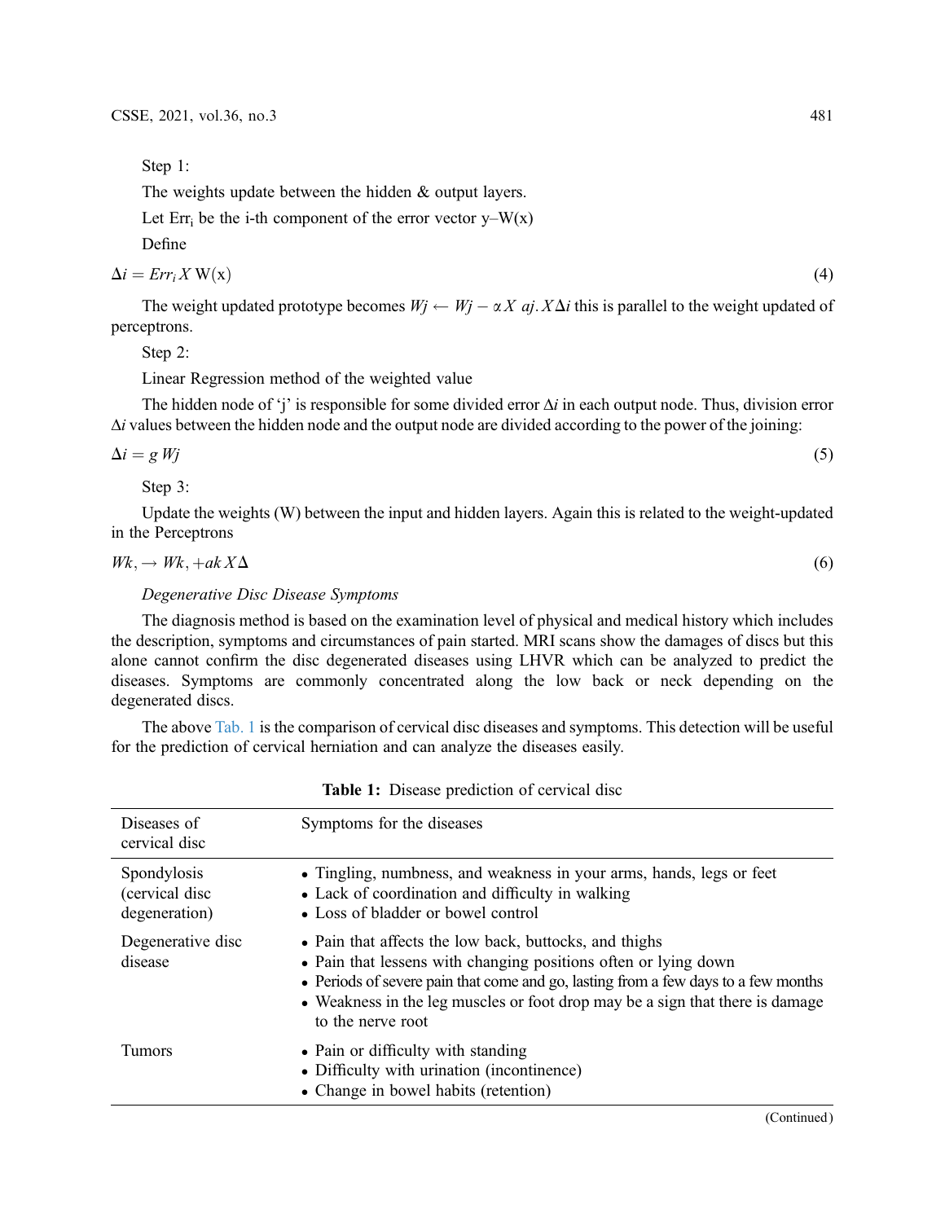Step 1:

The weights update between the hidden & output layers.

Let $Err_i$ be the i-th component of the error vector y–W(x)

Define

$$\Delta i = Err_i X \, \mathrm{W(x)} \quad (4)$$

The weight updated prototype becomes $Wj \leftarrow Wj - \alpha X \; aj.X\Delta i$ this is parallel to the weight updated of perceptrons.

Step 2:

Linear Regression method of the weighted value

The hidden node of 'j' is responsible for some divided error $\Delta i$ in each output node. Thus, division error $\Delta i$ values between the hidden node and the output node are divided according to the power of the joining:

$$\Delta i = g \, Wj \quad (5)$$

Step 3:

Update the weights (W) between the input and hidden layers. Again this is related to the weight-updated in the Perceptrons

$$Wk, \rightarrow Wk, +ak \, X\Delta \quad (6)$$

*Degenerative Disc Disease Symptoms*

The diagnosis method is based on the examination level of physical and medical history which includes the description, symptoms and circumstances of pain started. MRI scans show the damages of discs but this alone cannot confirm the disc degenerated diseases using LHVR which can be analyzed to predict the diseases. Symptoms are commonly concentrated along the low back or neck depending on the degenerated discs.

The above Tab. 1 is the comparison of cervical disc diseases and symptoms. This detection will be useful for the prediction of cervical herniation and can analyze the diseases easily.

**Table 1:** Disease prediction of cervical disc

| Diseases of cervical disc | Symptoms for the diseases |
| --- | --- |
| Spondylosis (cervical disc degeneration) | • Tingling, numbness, and weakness in your arms, hands, legs or feet<br>• Lack of coordination and difficulty in walking<br>• Loss of bladder or bowel control |
| Degenerative disc disease | • Pain that affects the low back, buttocks, and thighs<br>• Pain that lessens with changing positions often or lying down<br>• Periods of severe pain that come and go, lasting from a few days to a few months<br>• Weakness in the leg muscles or foot drop may be a sign that there is damage to the nerve root |
| Tumors | • Pain or difficulty with standing<br>• Difficulty with urination (incontinence)<br>• Change in bowel habits (retention) |

(Continued)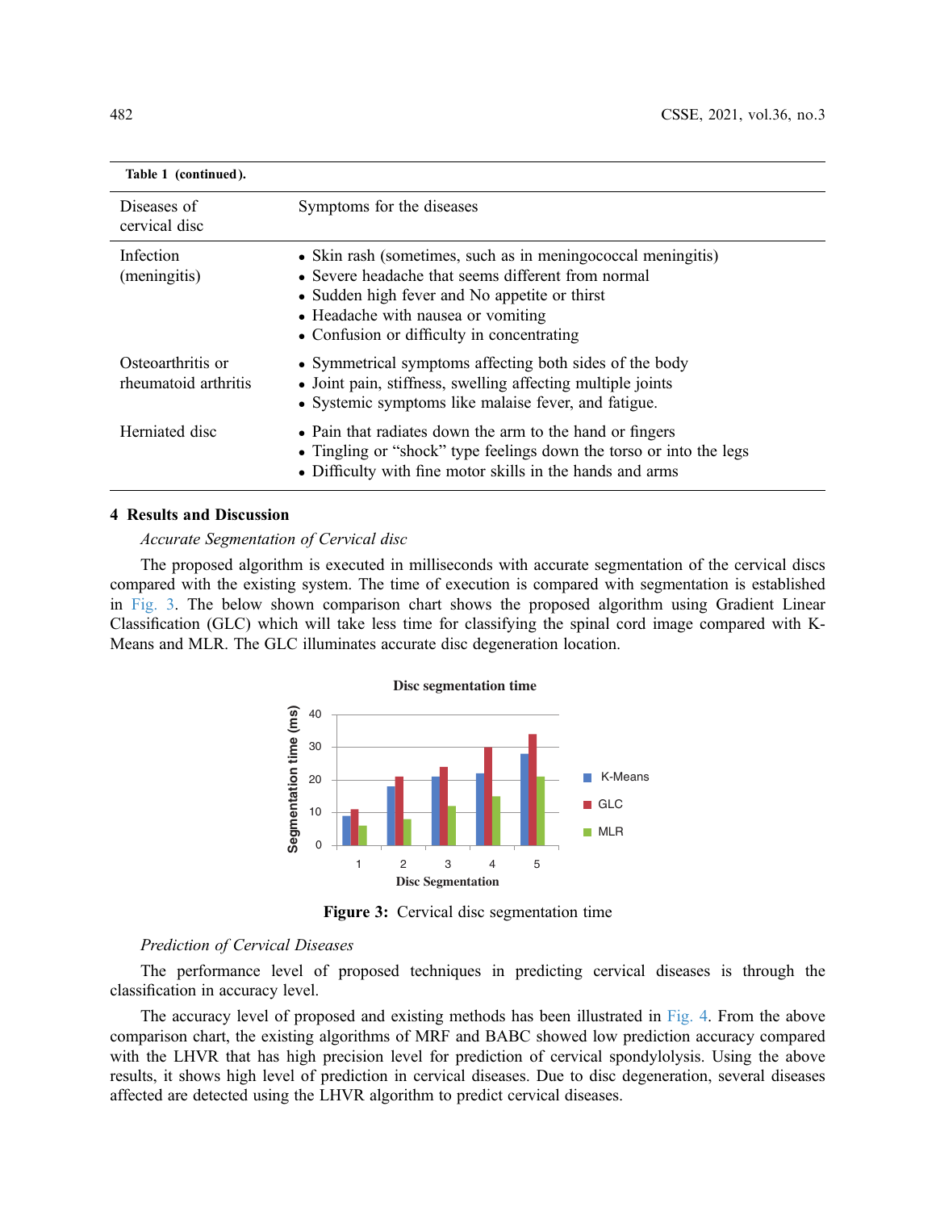**Table 1 (continued).**

| Diseases of cervical disc | Symptoms for the diseases |
|---|---|
| Infection (meningitis) | • Skin rash (sometimes, such as in meningococcal meningitis)<br>• Severe headache that seems different from normal<br>• Sudden high fever and No appetite or thirst<br>• Headache with nausea or vomiting<br>• Confusion or difficulty in concentrating |
| Osteoarthritis or rheumatoid arthritis | • Symmetrical symptoms affecting both sides of the body<br>• Joint pain, stiffness, swelling affecting multiple joints<br>• Systemic symptoms like malaise fever, and fatigue. |
| Herniated disc | • Pain that radiates down the arm to the hand or fingers<br>• Tingling or "shock" type feelings down the torso or into the legs<br>• Difficulty with fine motor skills in the hands and arms |

## 4 Results and Discussion

*Accurate Segmentation of Cervical disc*

The proposed algorithm is executed in milliseconds with accurate segmentation of the cervical discs compared with the existing system. The time of execution is compared with segmentation is established in Fig. 3. The below shown comparison chart shows the proposed algorithm using Gradient Linear Classification (GLC) which will take less time for classifying the spinal cord image compared with K-Means and MLR. The GLC illuminates accurate disc degeneration location.

**Figure 3:** Cervical disc segmentation time

*Prediction of Cervical Diseases*

The performance level of proposed techniques in predicting cervical diseases is through the classification in accuracy level.

The accuracy level of proposed and existing methods has been illustrated in Fig. 4. From the above comparison chart, the existing algorithms of MRF and BABC showed low prediction accuracy compared with the LHVR that has high precision level for prediction of cervical spondylolysis. Using the above results, it shows high level of prediction in cervical diseases. Due to disc degeneration, several diseases affected are detected using the LHVR algorithm to predict cervical diseases.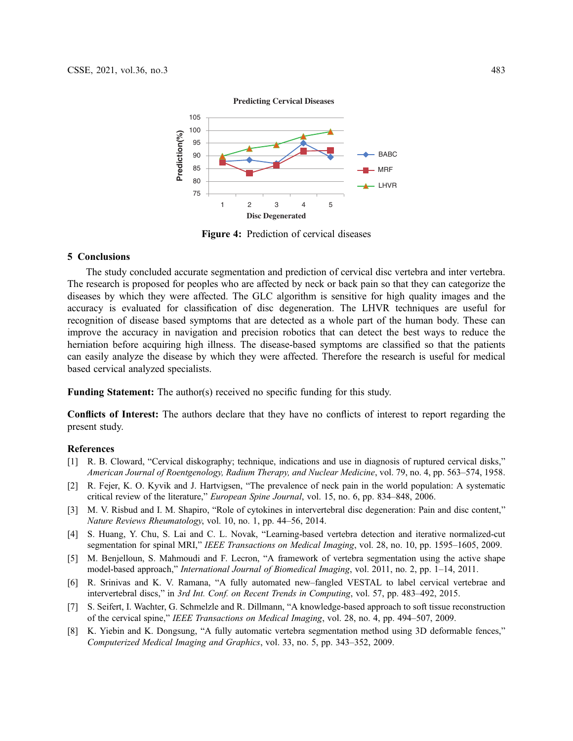**Figure 4:** Prediction of cervical diseases

## 5 Conclusions

The study concluded accurate segmentation and prediction of cervical disc vertebra and inter vertebra. The research is proposed for peoples who are affected by neck or back pain so that they can categorize the diseases by which they were affected. The GLC algorithm is sensitive for high quality images and the accuracy is evaluated for classification of disc degeneration. The LHVR techniques are useful for recognition of disease based symptoms that are detected as a whole part of the human body. These can improve the accuracy in navigation and precision robotics that can detect the best ways to reduce the herniation before acquiring high illness. The disease-based symptoms are classified so that the patients can easily analyze the disease by which they were affected. Therefore the research is useful for medical based cervical analyzed specialists.

**Funding Statement:** The author(s) received no specific funding for this study.

**Conflicts of Interest:** The authors declare that they have no conflicts of interest to report regarding the present study.

## References

[1] R. B. Cloward, "Cervical diskography; technique, indications and use in diagnosis of ruptured cervical disks," *American Journal of Roentgenology, Radium Therapy, and Nuclear Medicine*, vol. 79, no. 4, pp. 563–574, 1958.

[2] R. Fejer, K. O. Kyvik and J. Hartvigsen, "The prevalence of neck pain in the world population: A systematic critical review of the literature," *European Spine Journal*, vol. 15, no. 6, pp. 834–848, 2006.

[3] M. V. Risbud and I. M. Shapiro, "Role of cytokines in intervertebral disc degeneration: Pain and disc content," *Nature Reviews Rheumatology*, vol. 10, no. 1, pp. 44–56, 2014.

[4] S. Huang, Y. Chu, S. Lai and C. L. Novak, "Learning-based vertebra detection and iterative normalized-cut segmentation for spinal MRI," *IEEE Transactions on Medical Imaging*, vol. 28, no. 10, pp. 1595–1605, 2009.

[5] M. Benjelloun, S. Mahmoudi and F. Lecron, "A framework of vertebra segmentation using the active shape model-based approach," *International Journal of Biomedical Imaging*, vol. 2011, no. 2, pp. 1–14, 2011.

[6] R. Srinivas and K. V. Ramana, "A fully automated new–fangled VESTAL to label cervical vertebrae and intervertebral discs," in *3rd Int. Conf. on Recent Trends in Computing*, vol. 57, pp. 483–492, 2015.

[7] S. Seifert, I. Wachter, G. Schmelzle and R. Dillmann, "A knowledge-based approach to soft tissue reconstruction of the cervical spine," *IEEE Transactions on Medical Imaging*, vol. 28, no. 4, pp. 494–507, 2009.

[8] K. Yiebin and K. Dongsung, "A fully automatic vertebra segmentation method using 3D deformable fences," *Computerized Medical Imaging and Graphics*, vol. 33, no. 5, pp. 343–352, 2009.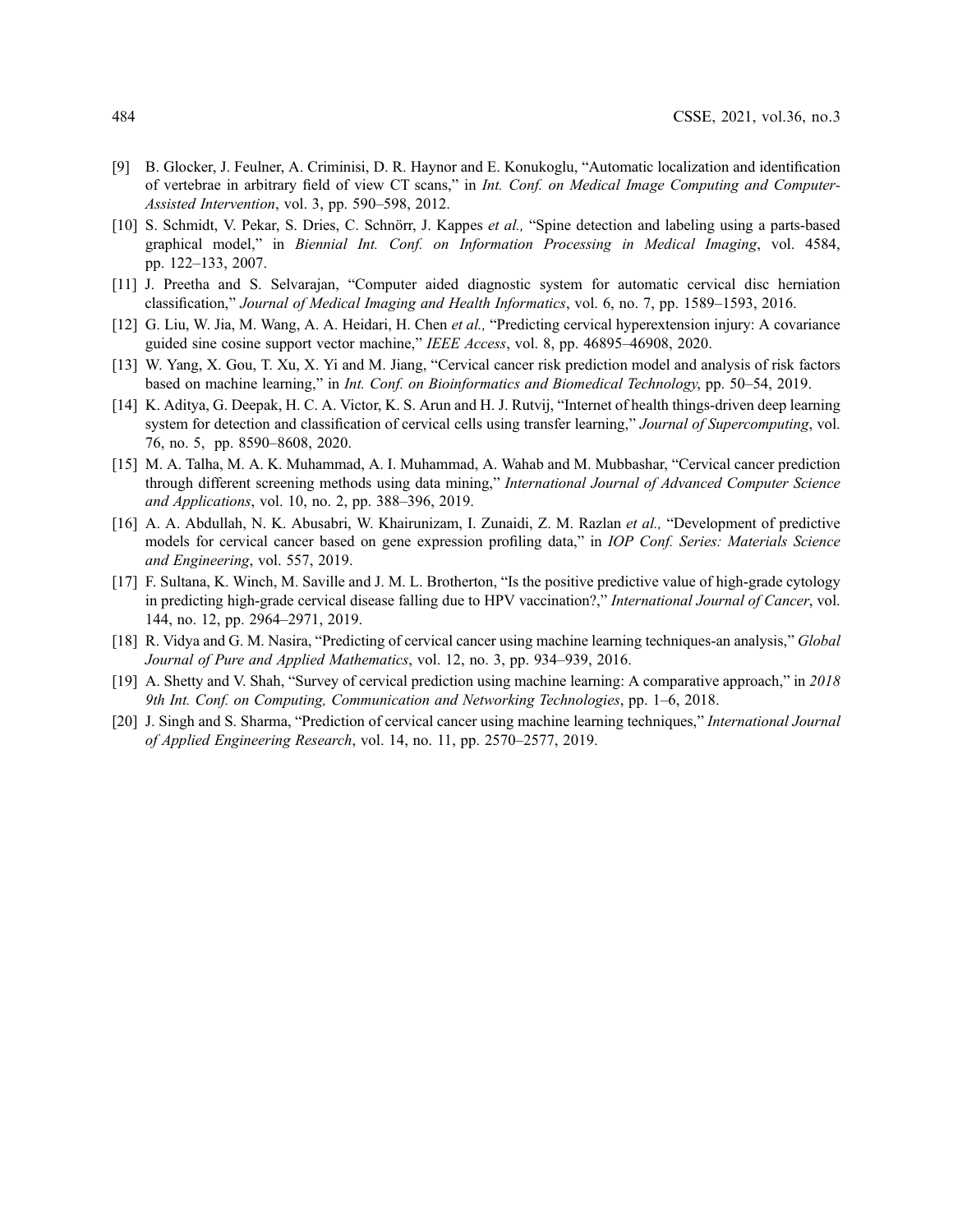[9] B. Glocker, J. Feulner, A. Criminisi, D. R. Haynor and E. Konukoglu, "Automatic localization and identification of vertebrae in arbitrary field of view CT scans," in *Int. Conf. on Medical Image Computing and Computer-Assisted Intervention*, vol. 3, pp. 590–598, 2012.

[10] S. Schmidt, V. Pekar, S. Dries, C. Schnörr, J. Kappes *et al.,* "Spine detection and labeling using a parts-based graphical model," in *Biennial Int. Conf. on Information Processing in Medical Imaging*, vol. 4584, pp. 122–133, 2007.

[11] J. Preetha and S. Selvarajan, "Computer aided diagnostic system for automatic cervical disc herniation classification," *Journal of Medical Imaging and Health Informatics*, vol. 6, no. 7, pp. 1589–1593, 2016.

[12] G. Liu, W. Jia, M. Wang, A. A. Heidari, H. Chen *et al.,* "Predicting cervical hyperextension injury: A covariance guided sine cosine support vector machine," *IEEE Access*, vol. 8, pp. 46895–46908, 2020.

[13] W. Yang, X. Gou, T. Xu, X. Yi and M. Jiang, "Cervical cancer risk prediction model and analysis of risk factors based on machine learning," in *Int. Conf. on Bioinformatics and Biomedical Technology*, pp. 50–54, 2019.

[14] K. Aditya, G. Deepak, H. C. A. Victor, K. S. Arun and H. J. Rutvij, "Internet of health things-driven deep learning system for detection and classification of cervical cells using transfer learning," *Journal of Supercomputing*, vol. 76, no. 5, pp. 8590–8608, 2020.

[15] M. A. Talha, M. A. K. Muhammad, A. I. Muhammad, A. Wahab and M. Mubbashar, "Cervical cancer prediction through different screening methods using data mining," *International Journal of Advanced Computer Science and Applications*, vol. 10, no. 2, pp. 388–396, 2019.

[16] A. A. Abdullah, N. K. Abusabri, W. Khairunizam, I. Zunaidi, Z. M. Razlan *et al.,* "Development of predictive models for cervical cancer based on gene expression profiling data," in *IOP Conf. Series: Materials Science and Engineering*, vol. 557, 2019.

[17] F. Sultana, K. Winch, M. Saville and J. M. L. Brotherton, "Is the positive predictive value of high-grade cytology in predicting high-grade cervical disease falling due to HPV vaccination?," *International Journal of Cancer*, vol. 144, no. 12, pp. 2964–2971, 2019.

[18] R. Vidya and G. M. Nasira, "Predicting of cervical cancer using machine learning techniques-an analysis," *Global Journal of Pure and Applied Mathematics*, vol. 12, no. 3, pp. 934–939, 2016.

[19] A. Shetty and V. Shah, "Survey of cervical prediction using machine learning: A comparative approach," in *2018 9th Int. Conf. on Computing, Communication and Networking Technologies*, pp. 1–6, 2018.

[20] J. Singh and S. Sharma, "Prediction of cervical cancer using machine learning techniques," *International Journal of Applied Engineering Research*, vol. 14, no. 11, pp. 2570–2577, 2019.